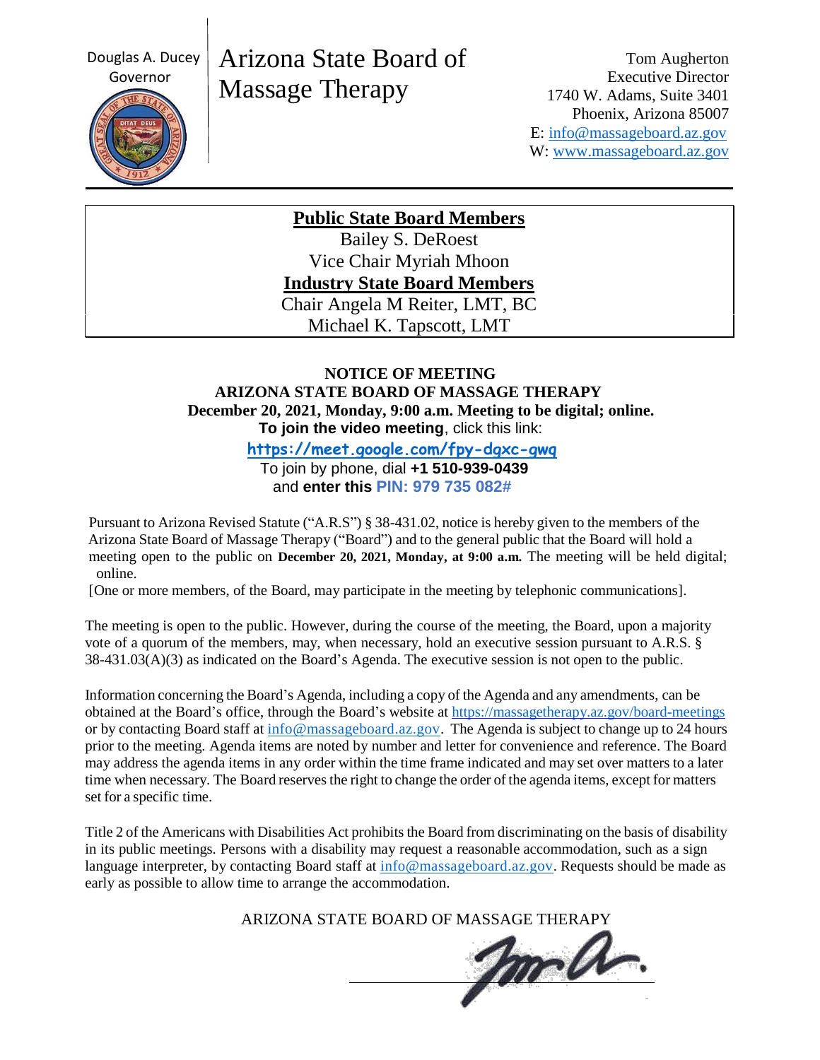Douglas A. Ducey
Governor

# Arizona State Board of Massage Therapy

Tom Augherton
Executive Director
1740 W. Adams, Suite 3401
Phoenix, Arizona 85007
E: info@massageboard.az.gov
W: www.massageboard.az.gov

**Public State Board Members**

Bailey S. DeRoest
Vice Chair Myriah Mhoon

**Industry State Board Members**

Chair Angela M Reiter, LMT, BC
Michael K. Tapscott, LMT

**NOTICE OF MEETING**
**ARIZONA STATE BOARD OF MASSAGE THERAPY**
**December 20, 2021, Monday, 9:00 a.m. Meeting to be digital; online.**

**To join the video meeting**, click this link:

**https://meet.google.com/fpy-dgxc-gwq**

To join by phone, dial **+1 510-939-0439**
and **enter this PIN: 979 735 082#**

Pursuant to Arizona Revised Statute ("A.R.S") § 38-431.02, notice is hereby given to the members of the Arizona State Board of Massage Therapy ("Board") and to the general public that the Board will hold a meeting open to the public on **December 20, 2021, Monday, at 9:00 a.m.** The meeting will be held digital; online.

[One or more members, of the Board, may participate in the meeting by telephonic communications].

The meeting is open to the public. However, during the course of the meeting, the Board, upon a majority vote of a quorum of the members, may, when necessary, hold an executive session pursuant to A.R.S. § 38-431.03(A)(3) as indicated on the Board's Agenda. The executive session is not open to the public.

Information concerning the Board's Agenda, including a copy of the Agenda and any amendments, can be obtained at the Board's office, through the Board's website at https://massagetherapy.az.gov/board-meetings or by contacting Board staff at info@massageboard.az.gov. The Agenda is subject to change up to 24 hours prior to the meeting. Agenda items are noted by number and letter for convenience and reference. The Board may address the agenda items in any order within the time frame indicated and may set over matters to a later time when necessary. The Board reserves the right to change the order of the agenda items, except for matters set for a specific time.

Title 2 of the Americans with Disabilities Act prohibits the Board from discriminating on the basis of disability in its public meetings. Persons with a disability may request a reasonable accommodation, such as a sign language interpreter, by contacting Board staff at info@massageboard.az.gov. Requests should be made as early as possible to allow time to arrange the accommodation.

ARIZONA STATE BOARD OF MASSAGE THERAPY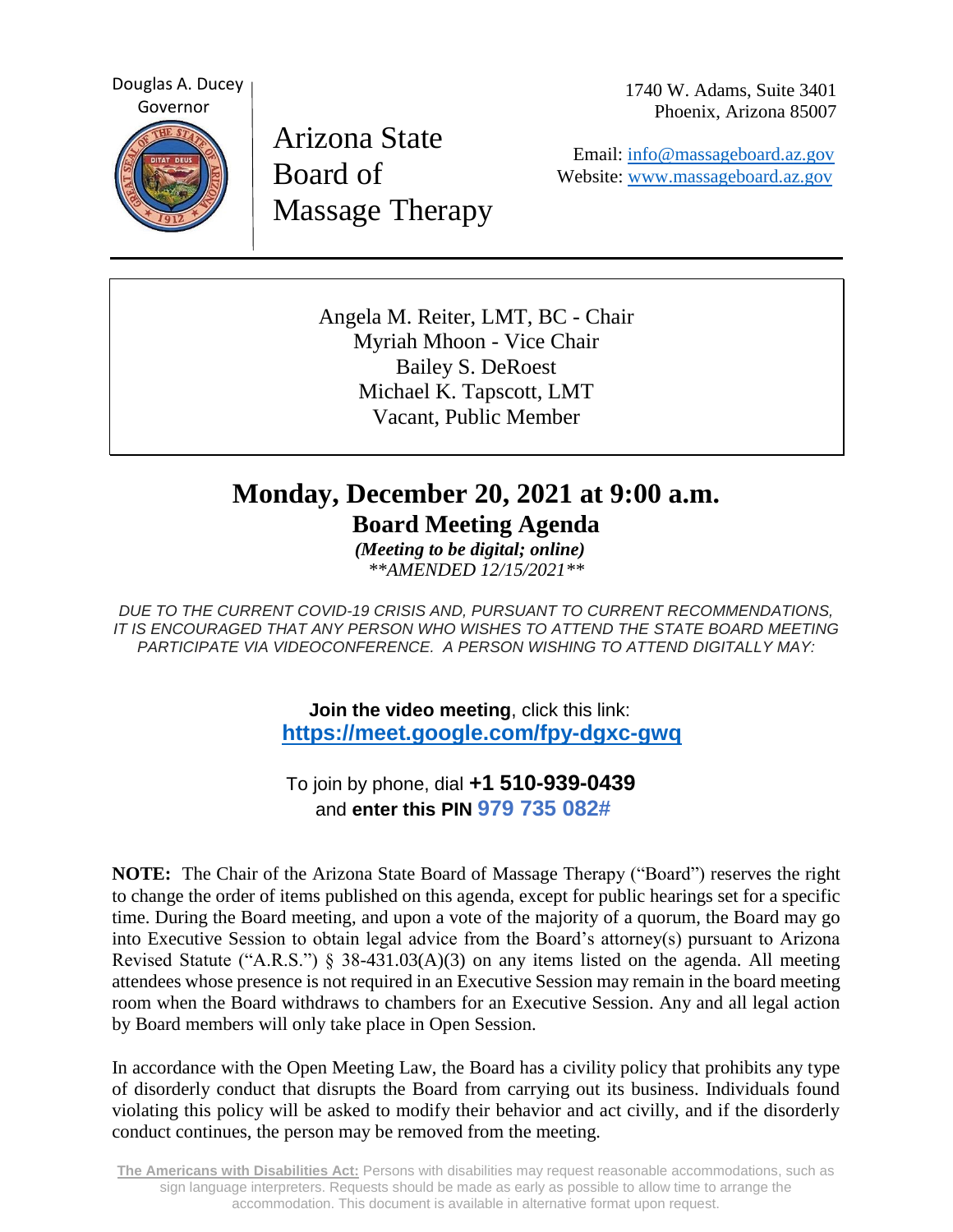Douglas A. Ducey
Governor

Arizona State
Board of
Massage Therapy

1740 W. Adams, Suite 3401
Phoenix, Arizona 85007

Email: info@massageboard.az.gov
Website: www.massageboard.az.gov

---

Angela M. Reiter, LMT, BC - Chair
Myriah Mhoon - Vice Chair
Bailey S. DeRoest
Michael K. Tapscott, LMT
Vacant, Public Member

# Monday, December 20, 2021 at 9:00 a.m.

## Board Meeting Agenda

***(Meeting to be digital; online)***

*\*\*AMENDED 12/15/2021\*\**

*DUE TO THE CURRENT COVID-19 CRISIS AND, PURSUANT TO CURRENT RECOMMENDATIONS, IT IS ENCOURAGED THAT ANY PERSON WHO WISHES TO ATTEND THE STATE BOARD MEETING PARTICIPATE VIA VIDEOCONFERENCE. A PERSON WISHING TO ATTEND DIGITALLY MAY:*

**Join the video meeting**, click this link:
**https://meet.google.com/fpy-dgxc-gwq**

To join by phone, dial **+1 510-939-0439**
and **enter this PIN 979 735 082#**

**NOTE:** The Chair of the Arizona State Board of Massage Therapy ("Board") reserves the right to change the order of items published on this agenda, except for public hearings set for a specific time. During the Board meeting, and upon a vote of the majority of a quorum, the Board may go into Executive Session to obtain legal advice from the Board's attorney(s) pursuant to Arizona Revised Statute ("A.R.S.") § 38-431.03(A)(3) on any items listed on the agenda. All meeting attendees whose presence is not required in an Executive Session may remain in the board meeting room when the Board withdraws to chambers for an Executive Session. Any and all legal action by Board members will only take place in Open Session.

In accordance with the Open Meeting Law, the Board has a civility policy that prohibits any type of disorderly conduct that disrupts the Board from carrying out its business. Individuals found violating this policy will be asked to modify their behavior and act civilly, and if the disorderly conduct continues, the person may be removed from the meeting.

**The Americans with Disabilities Act:** Persons with disabilities may request reasonable accommodations, such as sign language interpreters. Requests should be made as early as possible to allow time to arrange the accommodation. This document is available in alternative format upon request.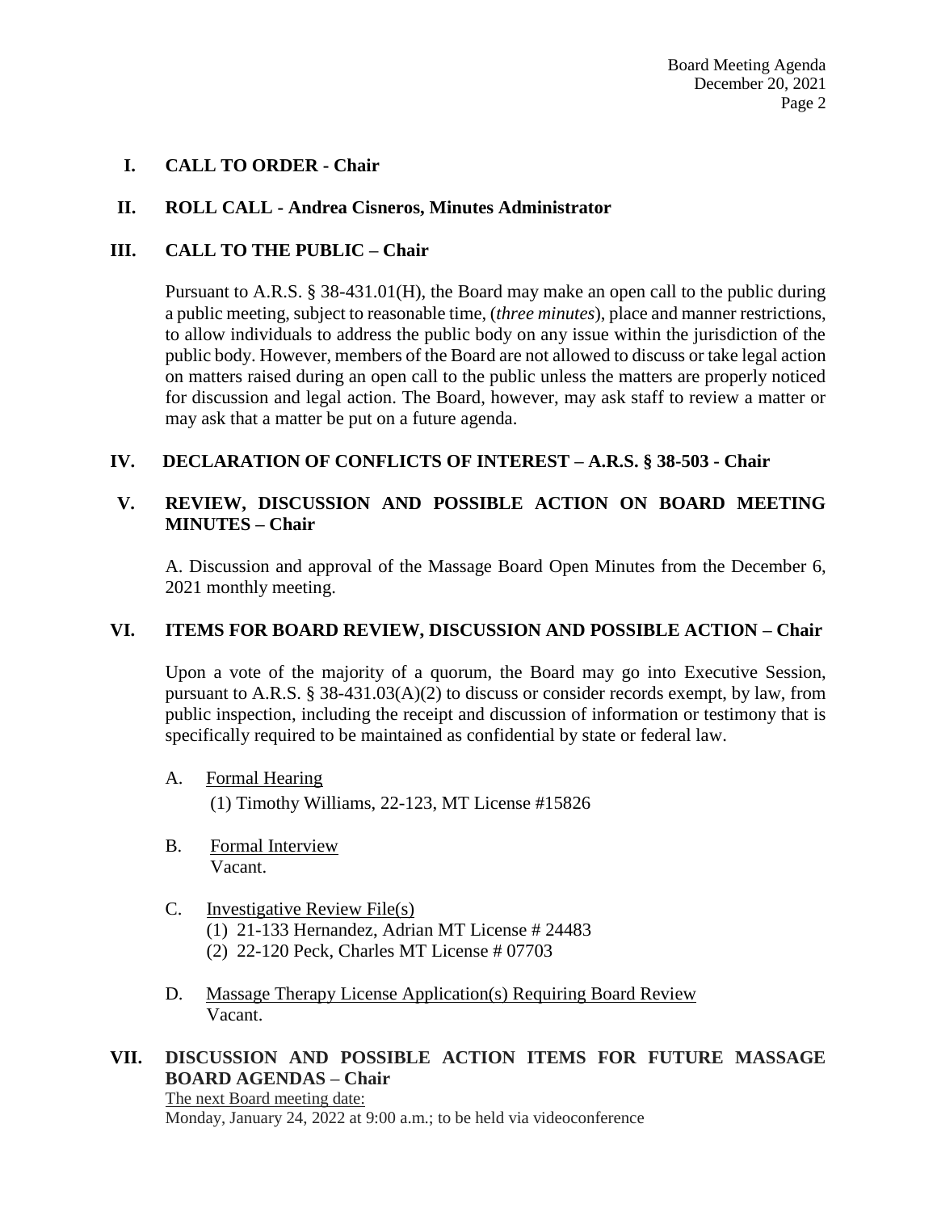## I. CALL TO ORDER - Chair

## II. ROLL CALL - Andrea Cisneros, Minutes Administrator

## III. CALL TO THE PUBLIC – Chair

Pursuant to A.R.S. § 38-431.01(H), the Board may make an open call to the public during a public meeting, subject to reasonable time, (*three minutes*), place and manner restrictions, to allow individuals to address the public body on any issue within the jurisdiction of the public body. However, members of the Board are not allowed to discuss or take legal action on matters raised during an open call to the public unless the matters are properly noticed for discussion and legal action. The Board, however, may ask staff to review a matter or may ask that a matter be put on a future agenda.

## IV. DECLARATION OF CONFLICTS OF INTEREST – A.R.S. § 38-503 - Chair

## V. REVIEW, DISCUSSION AND POSSIBLE ACTION ON BOARD MEETING MINUTES – Chair

A. Discussion and approval of the Massage Board Open Minutes from the December 6, 2021 monthly meeting.

## VI. ITEMS FOR BOARD REVIEW, DISCUSSION AND POSSIBLE ACTION – Chair

Upon a vote of the majority of a quorum, the Board may go into Executive Session, pursuant to A.R.S. § 38-431.03(A)(2) to discuss or consider records exempt, by law, from public inspection, including the receipt and discussion of information or testimony that is specifically required to be maintained as confidential by state or federal law.

A. <u>Formal Hearing</u>
   (1) Timothy Williams, 22-123, MT License #15826

B. <u>Formal Interview</u>
   Vacant.

C. <u>Investigative Review File(s)</u>
   (1) 21-133 Hernandez, Adrian MT License # 24483
   (2) 22-120 Peck, Charles MT License # 07703

D. <u>Massage Therapy License Application(s) Requiring Board Review</u>
   Vacant.

## VII. DISCUSSION AND POSSIBLE ACTION ITEMS FOR FUTURE MASSAGE BOARD AGENDAS – Chair

<u>The next Board meeting date:</u>
Monday, January 24, 2022 at 9:00 a.m.; to be held via videoconference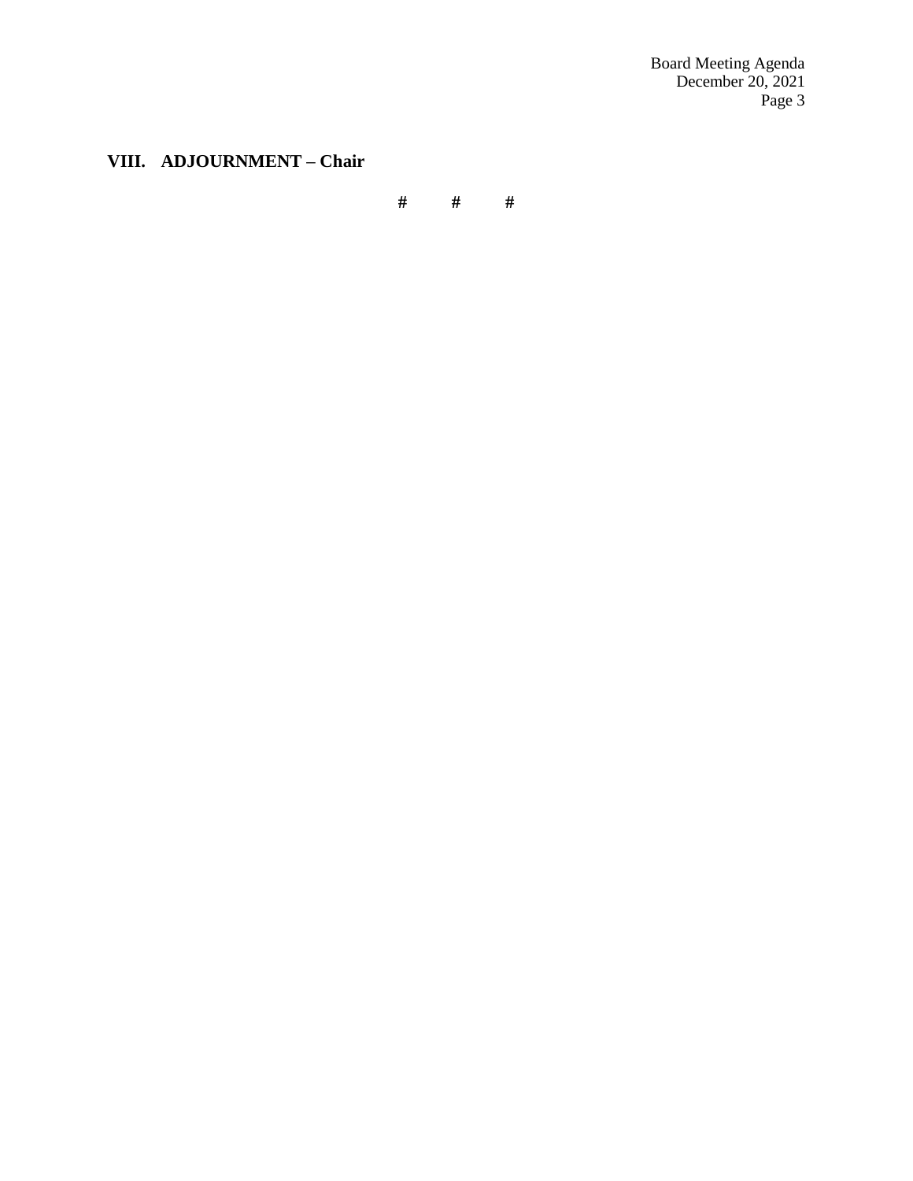**VIII. ADJOURNMENT – Chair**

# # #